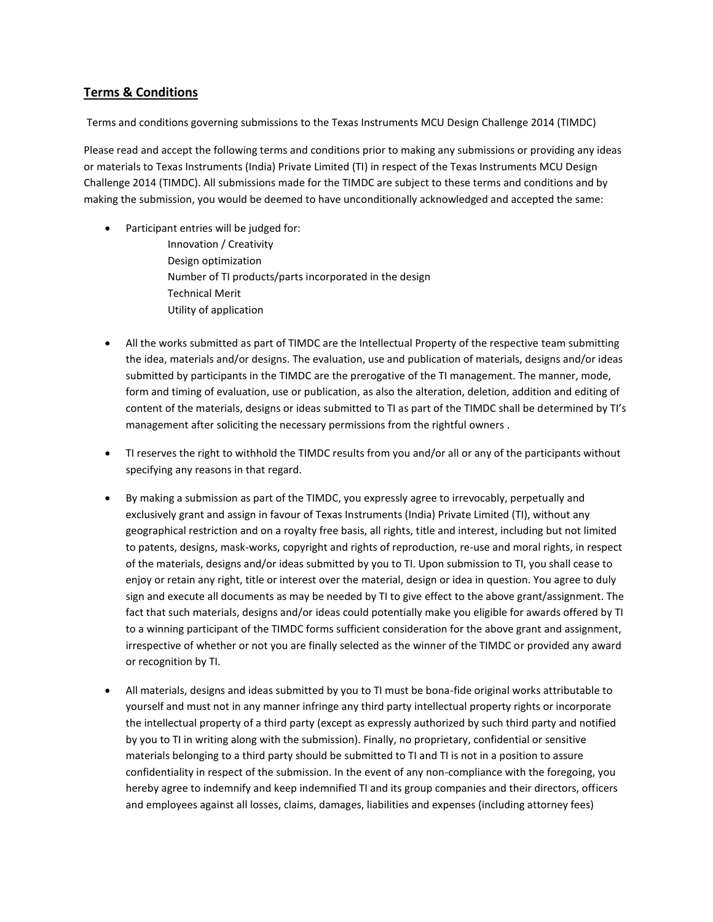## Terms & Conditions

Terms and conditions governing submissions to the Texas Instruments MCU Design Challenge 2014 (TIMDC)

Please read and accept the following terms and conditions prior to making any submissions or providing any ideas or materials to Texas Instruments (India) Private Limited (TI) in respect of the Texas Instruments MCU Design Challenge 2014 (TIMDC). All submissions made for the TIMDC are subject to these terms and conditions and by making the submission, you would be deemed to have unconditionally acknowledged and accepted the same:

- Participant entries will be judged for:
  - Innovation / Creativity
  - Design optimization
  - Number of TI products/parts incorporated in the design
  - Technical Merit
  - Utility of application

- All the works submitted as part of TIMDC are the Intellectual Property of the respective team submitting the idea, materials and/or designs. The evaluation, use and publication of materials, designs and/or ideas submitted by participants in the TIMDC are the prerogative of the TI management. The manner, mode, form and timing of evaluation, use or publication, as also the alteration, deletion, addition and editing of content of the materials, designs or ideas submitted to TI as part of the TIMDC shall be determined by TI's management after soliciting the necessary permissions from the rightful owners .

- TI reserves the right to withhold the TIMDC results from you and/or all or any of the participants without specifying any reasons in that regard.

- By making a submission as part of the TIMDC, you expressly agree to irrevocably, perpetually and exclusively grant and assign in favour of Texas Instruments (India) Private Limited (TI), without any geographical restriction and on a royalty free basis, all rights, title and interest, including but not limited to patents, designs, mask-works, copyright and rights of reproduction, re-use and moral rights, in respect of the materials, designs and/or ideas submitted by you to TI. Upon submission to TI, you shall cease to enjoy or retain any right, title or interest over the material, design or idea in question. You agree to duly sign and execute all documents as may be needed by TI to give effect to the above grant/assignment. The fact that such materials, designs and/or ideas could potentially make you eligible for awards offered by TI to a winning participant of the TIMDC forms sufficient consideration for the above grant and assignment, irrespective of whether or not you are finally selected as the winner of the TIMDC or provided any award or recognition by TI.

- All materials, designs and ideas submitted by you to TI must be bona-fide original works attributable to yourself and must not in any manner infringe any third party intellectual property rights or incorporate the intellectual property of a third party (except as expressly authorized by such third party and notified by you to TI in writing along with the submission). Finally, no proprietary, confidential or sensitive materials belonging to a third party should be submitted to TI and TI is not in a position to assure confidentiality in respect of the submission. In the event of any non-compliance with the foregoing, you hereby agree to indemnify and keep indemnified TI and its group companies and their directors, officers and employees against all losses, claims, damages, liabilities and expenses (including attorney fees)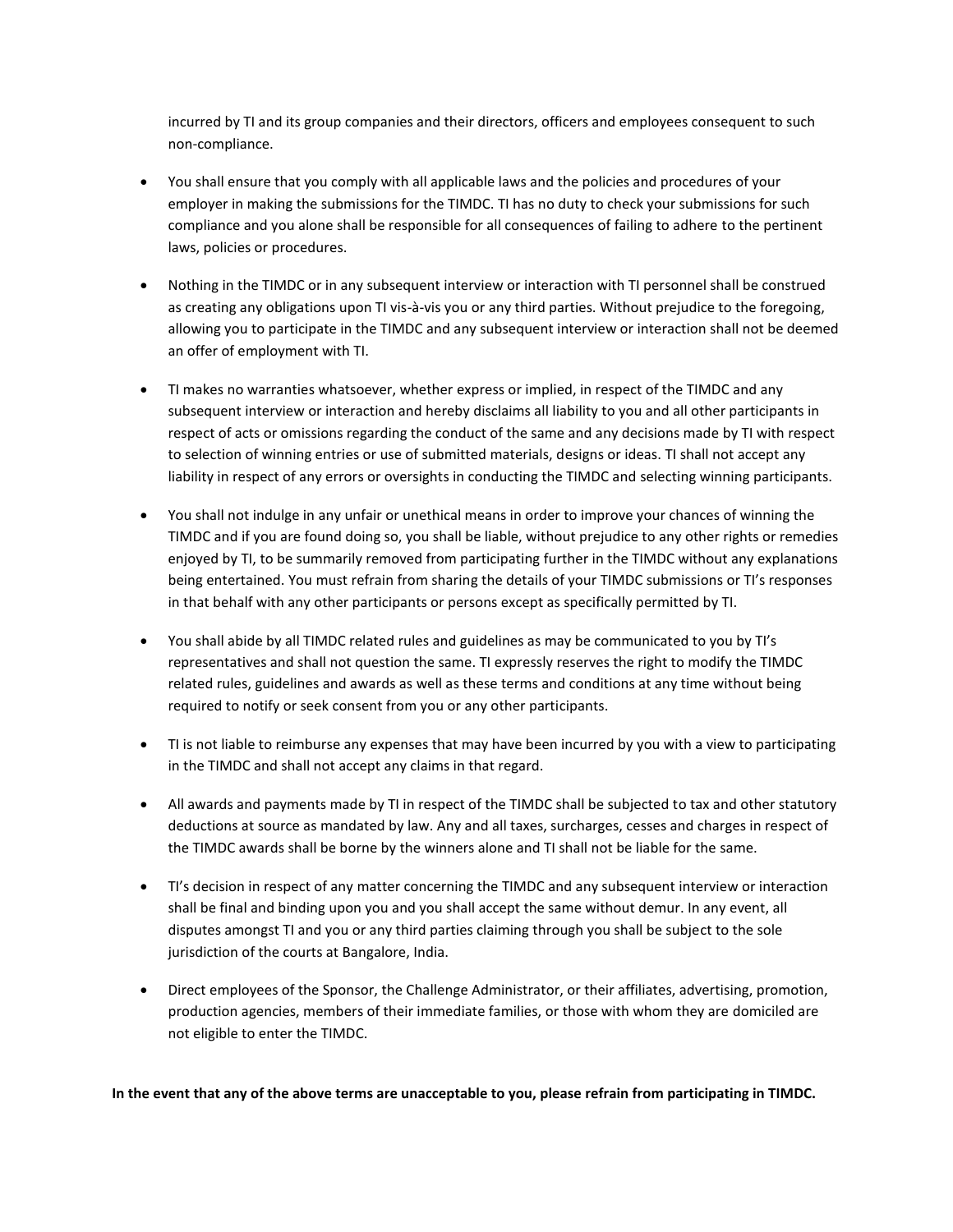incurred by TI and its group companies and their directors, officers and employees consequent to such non-compliance.

- You shall ensure that you comply with all applicable laws and the policies and procedures of your employer in making the submissions for the TIMDC. TI has no duty to check your submissions for such compliance and you alone shall be responsible for all consequences of failing to adhere to the pertinent laws, policies or procedures.

- Nothing in the TIMDC or in any subsequent interview or interaction with TI personnel shall be construed as creating any obligations upon TI vis-à-vis you or any third parties. Without prejudice to the foregoing, allowing you to participate in the TIMDC and any subsequent interview or interaction shall not be deemed an offer of employment with TI.

- TI makes no warranties whatsoever, whether express or implied, in respect of the TIMDC and any subsequent interview or interaction and hereby disclaims all liability to you and all other participants in respect of acts or omissions regarding the conduct of the same and any decisions made by TI with respect to selection of winning entries or use of submitted materials, designs or ideas. TI shall not accept any liability in respect of any errors or oversights in conducting the TIMDC and selecting winning participants.

- You shall not indulge in any unfair or unethical means in order to improve your chances of winning the TIMDC and if you are found doing so, you shall be liable, without prejudice to any other rights or remedies enjoyed by TI, to be summarily removed from participating further in the TIMDC without any explanations being entertained. You must refrain from sharing the details of your TIMDC submissions or TI's responses in that behalf with any other participants or persons except as specifically permitted by TI.

- You shall abide by all TIMDC related rules and guidelines as may be communicated to you by TI's representatives and shall not question the same. TI expressly reserves the right to modify the TIMDC related rules, guidelines and awards as well as these terms and conditions at any time without being required to notify or seek consent from you or any other participants.

- TI is not liable to reimburse any expenses that may have been incurred by you with a view to participating in the TIMDC and shall not accept any claims in that regard.

- All awards and payments made by TI in respect of the TIMDC shall be subjected to tax and other statutory deductions at source as mandated by law. Any and all taxes, surcharges, cesses and charges in respect of the TIMDC awards shall be borne by the winners alone and TI shall not be liable for the same.

- TI's decision in respect of any matter concerning the TIMDC and any subsequent interview or interaction shall be final and binding upon you and you shall accept the same without demur. In any event, all disputes amongst TI and you or any third parties claiming through you shall be subject to the sole jurisdiction of the courts at Bangalore, India.

- Direct employees of the Sponsor, the Challenge Administrator, or their affiliates, advertising, promotion, production agencies, members of their immediate families, or those with whom they are domiciled are not eligible to enter the TIMDC.

**In the event that any of the above terms are unacceptable to you, please refrain from participating in TIMDC.**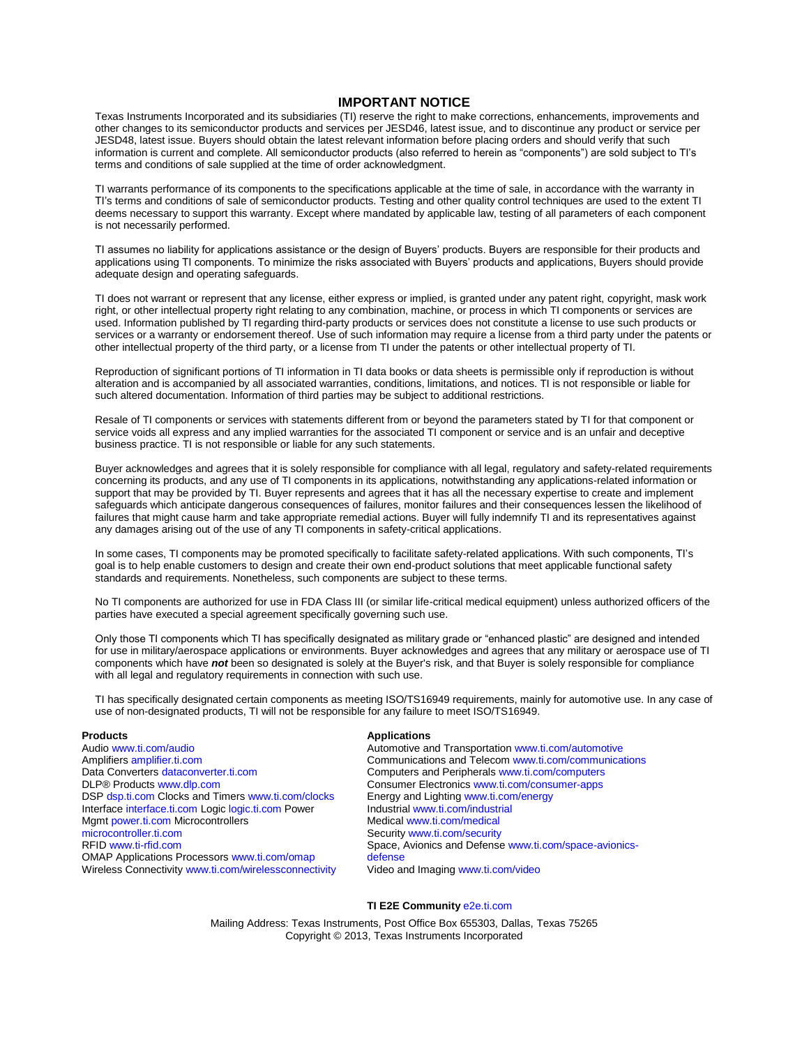## IMPORTANT NOTICE

Texas Instruments Incorporated and its subsidiaries (TI) reserve the right to make corrections, enhancements, improvements and other changes to its semiconductor products and services per JESD46, latest issue, and to discontinue any product or service per JESD48, latest issue. Buyers should obtain the latest relevant information before placing orders and should verify that such information is current and complete. All semiconductor products (also referred to herein as "components") are sold subject to TI's terms and conditions of sale supplied at the time of order acknowledgment.

TI warrants performance of its components to the specifications applicable at the time of sale, in accordance with the warranty in TI's terms and conditions of sale of semiconductor products. Testing and other quality control techniques are used to the extent TI deems necessary to support this warranty. Except where mandated by applicable law, testing of all parameters of each component is not necessarily performed.

TI assumes no liability for applications assistance or the design of Buyers' products. Buyers are responsible for their products and applications using TI components. To minimize the risks associated with Buyers' products and applications, Buyers should provide adequate design and operating safeguards.

TI does not warrant or represent that any license, either express or implied, is granted under any patent right, copyright, mask work right, or other intellectual property right relating to any combination, machine, or process in which TI components or services are used. Information published by TI regarding third-party products or services does not constitute a license to use such products or services or a warranty or endorsement thereof. Use of such information may require a license from a third party under the patents or other intellectual property of the third party, or a license from TI under the patents or other intellectual property of TI.

Reproduction of significant portions of TI information in TI data books or data sheets is permissible only if reproduction is without alteration and is accompanied by all associated warranties, conditions, limitations, and notices. TI is not responsible or liable for such altered documentation. Information of third parties may be subject to additional restrictions.

Resale of TI components or services with statements different from or beyond the parameters stated by TI for that component or service voids all express and any implied warranties for the associated TI component or service and is an unfair and deceptive business practice. TI is not responsible or liable for any such statements.

Buyer acknowledges and agrees that it is solely responsible for compliance with all legal, regulatory and safety-related requirements concerning its products, and any use of TI components in its applications, notwithstanding any applications-related information or support that may be provided by TI. Buyer represents and agrees that it has all the necessary expertise to create and implement safeguards which anticipate dangerous consequences of failures, monitor failures and their consequences lessen the likelihood of failures that might cause harm and take appropriate remedial actions. Buyer will fully indemnify TI and its representatives against any damages arising out of the use of any TI components in safety-critical applications.

In some cases, TI components may be promoted specifically to facilitate safety-related applications. With such components, TI's goal is to help enable customers to design and create their own end-product solutions that meet applicable functional safety standards and requirements. Nonetheless, such components are subject to these terms.

No TI components are authorized for use in FDA Class III (or similar life-critical medical equipment) unless authorized officers of the parties have executed a special agreement specifically governing such use.

Only those TI components which TI has specifically designated as military grade or "enhanced plastic" are designed and intended for use in military/aerospace applications or environments. Buyer acknowledges and agrees that any military or aerospace use of TI components which have ***not*** been so designated is solely at the Buyer's risk, and that Buyer is solely responsible for compliance with all legal and regulatory requirements in connection with such use.

TI has specifically designated certain components as meeting ISO/TS16949 requirements, mainly for automotive use. In any case of use of non-designated products, TI will not be responsible for any failure to meet ISO/TS16949.

**Products**

Audio www.ti.com/audio
Amplifiers amplifier.ti.com
Data Converters dataconverter.ti.com
DLP® Products www.dlp.com
DSP dsp.ti.com
Clocks and Timers www.ti.com/clocks
Interface interface.ti.com
Logic logic.ti.com
Power Mgmt power.ti.com
Microcontrollers microcontroller.ti.com
RFID www.ti-rfid.com
OMAP Applications Processors www.ti.com/omap
Wireless Connectivity www.ti.com/wirelessconnectivity

**Applications**

Automotive and Transportation www.ti.com/automotive
Communications and Telecom www.ti.com/communications
Computers and Peripherals www.ti.com/computers
Consumer Electronics www.ti.com/consumer-apps
Energy and Lighting www.ti.com/energy
Industrial www.ti.com/industrial
Medical www.ti.com/medical
Security www.ti.com/security
Space, Avionics and Defense www.ti.com/space-avionics-defense
Video and Imaging www.ti.com/video

**TI E2E Community** e2e.ti.com

Mailing Address: Texas Instruments, Post Office Box 655303, Dallas, Texas 75265
Copyright © 2013, Texas Instruments Incorporated